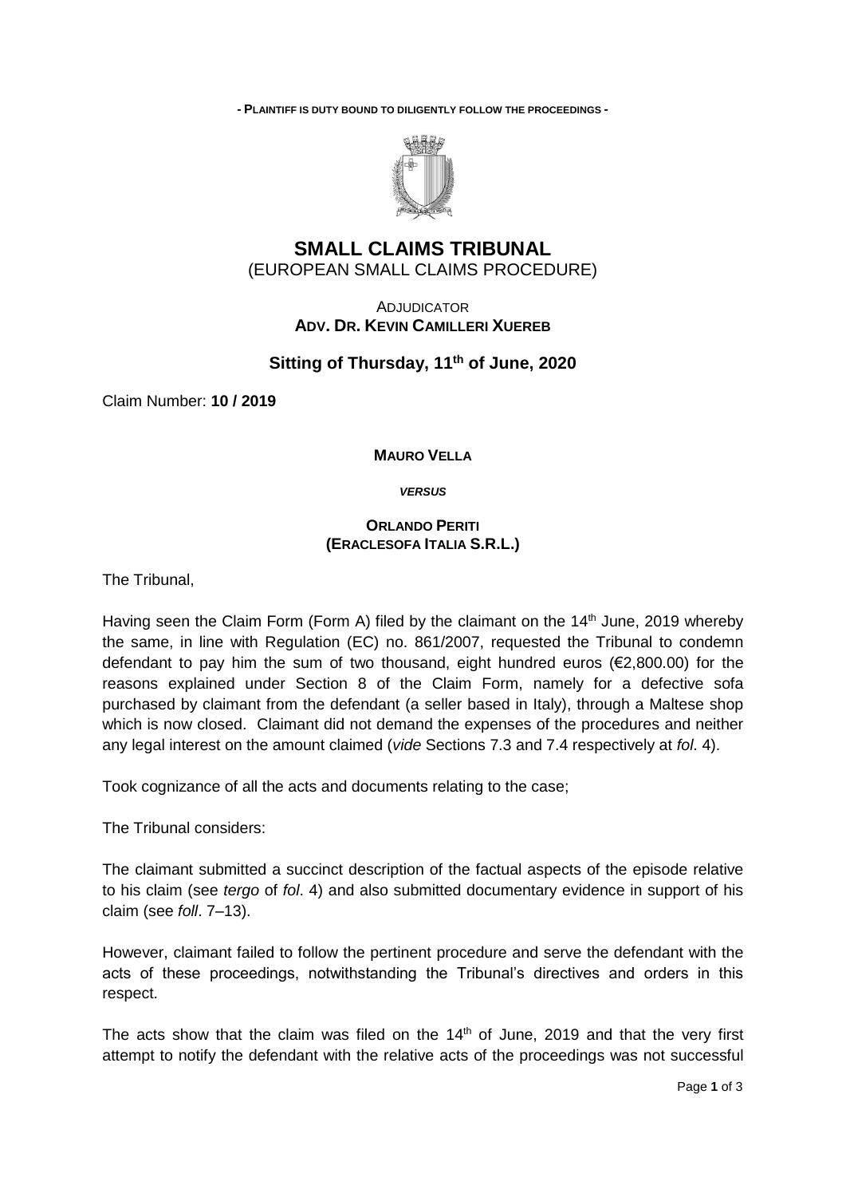**- PLAINTIFF IS DUTY BOUND TO DILIGENTLY FOLLOW THE PROCEEDINGS -**

# SMALL CLAIMS TRIBUNAL

(EUROPEAN SMALL CLAIMS PROCEDURE)

ADJUDICATOR
**ADV. DR. KEVIN CAMILLERI XUEREB**

## Sitting of Thursday, 11th of June, 2020

Claim Number: **10 / 2019**

**MAURO VELLA**

***VERSUS***

**ORLANDO PERITI**
**(ERACLESOFA ITALIA S.R.L.)**

The Tribunal,

Having seen the Claim Form (Form A) filed by the claimant on the 14th June, 2019 whereby the same, in line with Regulation (EC) no. 861/2007, requested the Tribunal to condemn defendant to pay him the sum of two thousand, eight hundred euros (€2,800.00) for the reasons explained under Section 8 of the Claim Form, namely for a defective sofa purchased by claimant from the defendant (a seller based in Italy), through a Maltese shop which is now closed. Claimant did not demand the expenses of the procedures and neither any legal interest on the amount claimed (*vide* Sections 7.3 and 7.4 respectively at *fol*. 4).

Took cognizance of all the acts and documents relating to the case;

The Tribunal considers:

The claimant submitted a succinct description of the factual aspects of the episode relative to his claim (see *tergo* of *fol*. 4) and also submitted documentary evidence in support of his claim (see *foll*. 7–13).

However, claimant failed to follow the pertinent procedure and serve the defendant with the acts of these proceedings, notwithstanding the Tribunal's directives and orders in this respect.

The acts show that the claim was filed on the 14th of June, 2019 and that the very first attempt to notify the defendant with the relative acts of the proceedings was not successful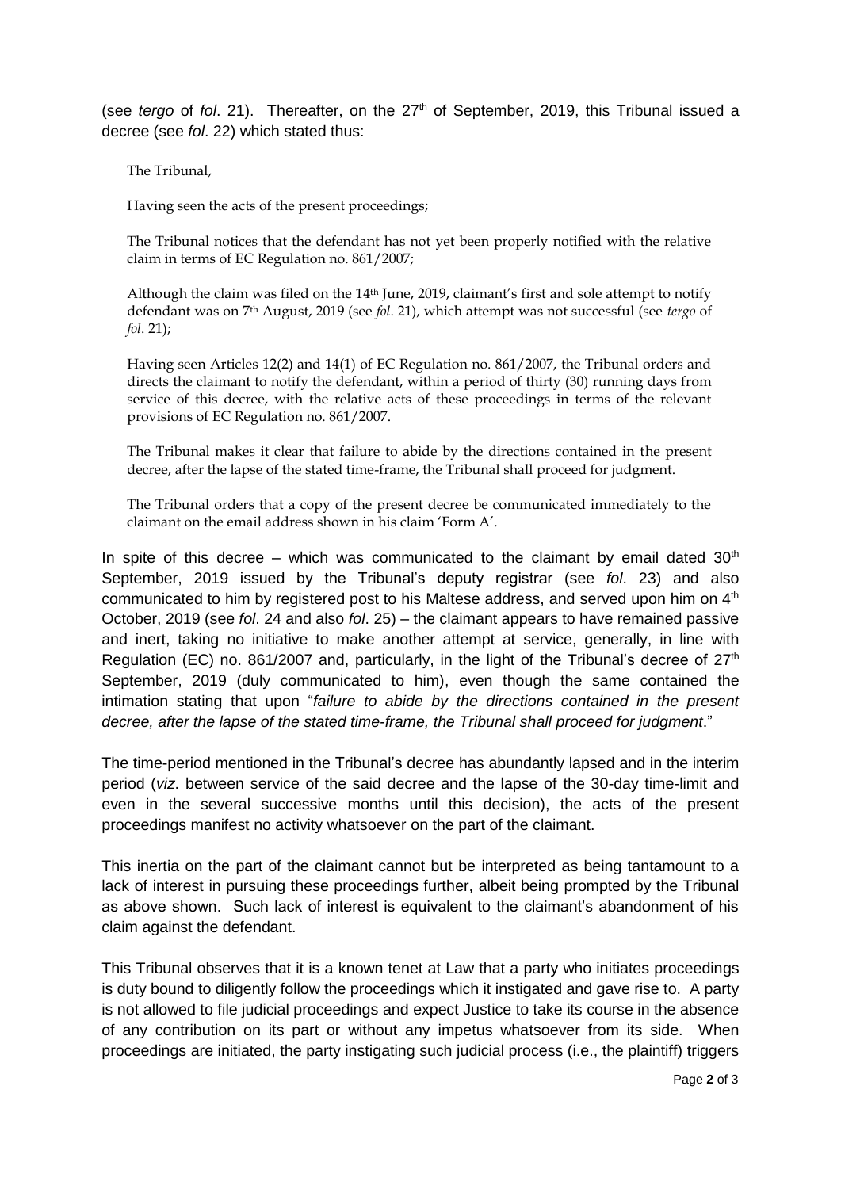(see *tergo* of *fol*. 21). Thereafter, on the 27th of September, 2019, this Tribunal issued a decree (see *fol*. 22) which stated thus:

> The Tribunal,
>
> Having seen the acts of the present proceedings;
>
> The Tribunal notices that the defendant has not yet been properly notified with the relative claim in terms of EC Regulation no. 861/2007;
>
> Although the claim was filed on the 14th June, 2019, claimant's first and sole attempt to notify defendant was on 7th August, 2019 (see *fol*. 21), which attempt was not successful (see *tergo* of *fol*. 21);
>
> Having seen Articles 12(2) and 14(1) of EC Regulation no. 861/2007, the Tribunal orders and directs the claimant to notify the defendant, within a period of thirty (30) running days from service of this decree, with the relative acts of these proceedings in terms of the relevant provisions of EC Regulation no. 861/2007.
>
> The Tribunal makes it clear that failure to abide by the directions contained in the present decree, after the lapse of the stated time-frame, the Tribunal shall proceed for judgment.
>
> The Tribunal orders that a copy of the present decree be communicated immediately to the claimant on the email address shown in his claim 'Form A'.

In spite of this decree – which was communicated to the claimant by email dated 30th September, 2019 issued by the Tribunal's deputy registrar (see *fol*. 23) and also communicated to him by registered post to his Maltese address, and served upon him on 4th October, 2019 (see *fol*. 24 and also *fol*. 25) – the claimant appears to have remained passive and inert, taking no initiative to make another attempt at service, generally, in line with Regulation (EC) no. 861/2007 and, particularly, in the light of the Tribunal's decree of 27th September, 2019 (duly communicated to him), even though the same contained the intimation stating that upon "*failure to abide by the directions contained in the present decree, after the lapse of the stated time-frame, the Tribunal shall proceed for judgment*."

The time-period mentioned in the Tribunal's decree has abundantly lapsed and in the interim period (*viz.* between service of the said decree and the lapse of the 30-day time-limit and even in the several successive months until this decision), the acts of the present proceedings manifest no activity whatsoever on the part of the claimant.

This inertia on the part of the claimant cannot but be interpreted as being tantamount to a lack of interest in pursuing these proceedings further, albeit being prompted by the Tribunal as above shown. Such lack of interest is equivalent to the claimant's abandonment of his claim against the defendant.

This Tribunal observes that it is a known tenet at Law that a party who initiates proceedings is duty bound to diligently follow the proceedings which it instigated and gave rise to. A party is not allowed to file judicial proceedings and expect Justice to take its course in the absence of any contribution on its part or without any impetus whatsoever from its side. When proceedings are initiated, the party instigating such judicial process (i.e., the plaintiff) triggers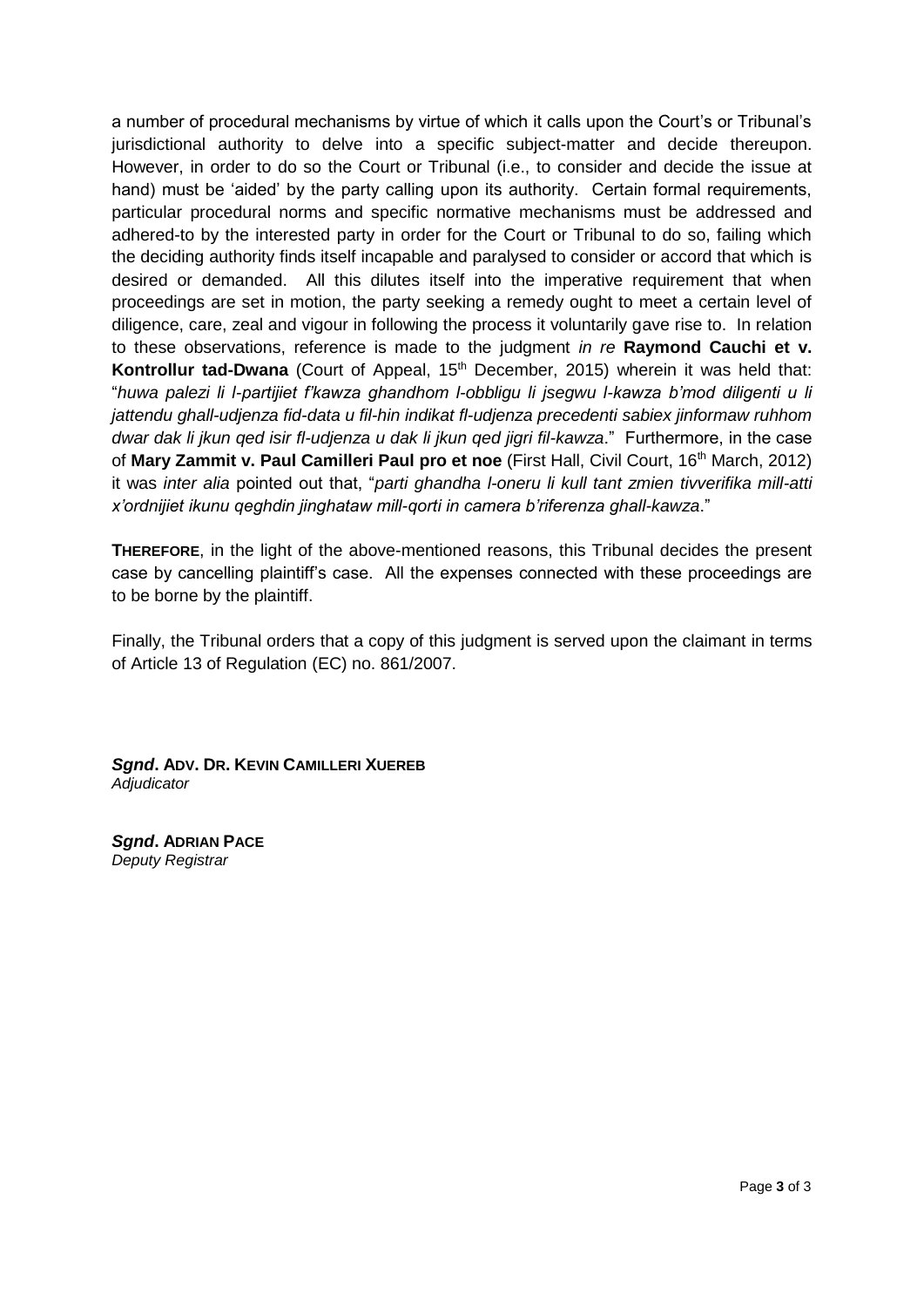a number of procedural mechanisms by virtue of which it calls upon the Court's or Tribunal's jurisdictional authority to delve into a specific subject-matter and decide thereupon. However, in order to do so the Court or Tribunal (i.e., to consider and decide the issue at hand) must be 'aided' by the party calling upon its authority. Certain formal requirements, particular procedural norms and specific normative mechanisms must be addressed and adhered-to by the interested party in order for the Court or Tribunal to do so, failing which the deciding authority finds itself incapable and paralysed to consider or accord that which is desired or demanded. All this dilutes itself into the imperative requirement that when proceedings are set in motion, the party seeking a remedy ought to meet a certain level of diligence, care, zeal and vigour in following the process it voluntarily gave rise to. In relation to these observations, reference is made to the judgment *in re* **Raymond Cauchi et v. Kontrollur tad-Dwana** (Court of Appeal, 15th December, 2015) wherein it was held that: "*huwa palezi li l-partijiet f'kawza ghandhom l-obbligu li jsegwu l-kawza b'mod diligenti u li jattendu ghall-udjenza fid-data u fil-hin indikat fl-udjenza precedenti sabiex jinformaw ruhhom dwar dak li jkun qed isir fl-udjenza u dak li jkun qed jigri fil-kawza*." Furthermore, in the case of **Mary Zammit v. Paul Camilleri Paul pro et noe** (First Hall, Civil Court, 16th March, 2012) it was *inter alia* pointed out that, "*parti ghandha l-oneru li kull tant zmien tivverifika mill-atti x'ordnijiet ikunu qeghdin jinghataw mill-qorti in camera b'riferenza ghall-kawza*."

**THEREFORE**, in the light of the above-mentioned reasons, this Tribunal decides the present case by cancelling plaintiff's case. All the expenses connected with these proceedings are to be borne by the plaintiff.

Finally, the Tribunal orders that a copy of this judgment is served upon the claimant in terms of Article 13 of Regulation (EC) no. 861/2007.

***Sgnd*. ADV. DR. KEVIN CAMILLERI XUEREB**
*Adjudicator*

***Sgnd*. ADRIAN PACE**
*Deputy Registrar*